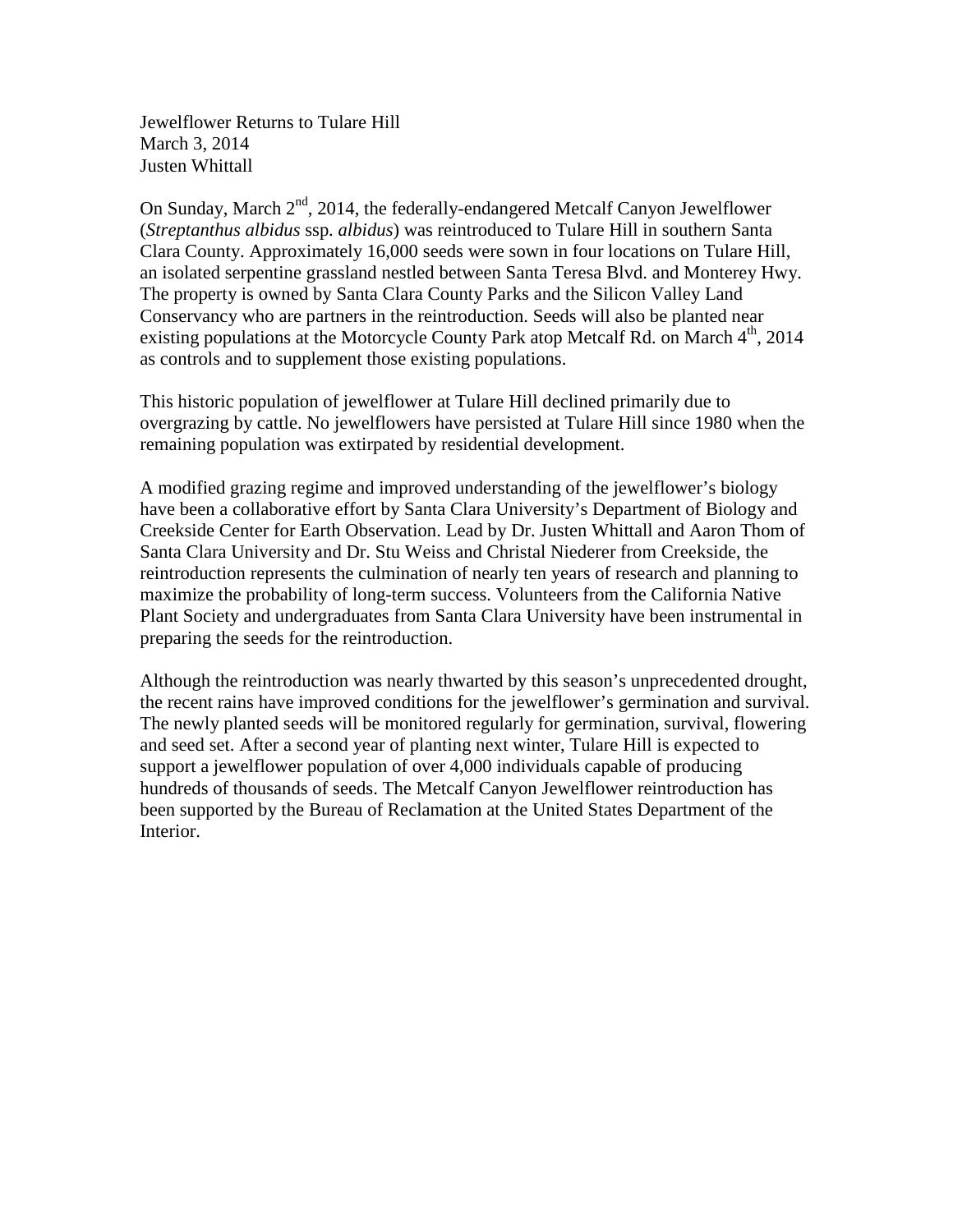Jewelflower Returns to Tulare Hill
March 3, 2014
Justen Whittall

On Sunday, March 2$^{nd}$, 2014, the federally-endangered Metcalf Canyon Jewelflower (*Streptanthus albidus* ssp. *albidus*) was reintroduced to Tulare Hill in southern Santa Clara County. Approximately 16,000 seeds were sown in four locations on Tulare Hill, an isolated serpentine grassland nestled between Santa Teresa Blvd. and Monterey Hwy. The property is owned by Santa Clara County Parks and the Silicon Valley Land Conservancy who are partners in the reintroduction. Seeds will also be planted near existing populations at the Motorcycle County Park atop Metcalf Rd. on March 4$^{th}$, 2014 as controls and to supplement those existing populations.

This historic population of jewelflower at Tulare Hill declined primarily due to overgrazing by cattle. No jewelflowers have persisted at Tulare Hill since 1980 when the remaining population was extirpated by residential development.

A modified grazing regime and improved understanding of the jewelflower's biology have been a collaborative effort by Santa Clara University's Department of Biology and Creekside Center for Earth Observation. Lead by Dr. Justen Whittall and Aaron Thom of Santa Clara University and Dr. Stu Weiss and Christal Niederer from Creekside, the reintroduction represents the culmination of nearly ten years of research and planning to maximize the probability of long-term success. Volunteers from the California Native Plant Society and undergraduates from Santa Clara University have been instrumental in preparing the seeds for the reintroduction.

Although the reintroduction was nearly thwarted by this season's unprecedented drought, the recent rains have improved conditions for the jewelflower's germination and survival. The newly planted seeds will be monitored regularly for germination, survival, flowering and seed set. After a second year of planting next winter, Tulare Hill is expected to support a jewelflower population of over 4,000 individuals capable of producing hundreds of thousands of seeds. The Metcalf Canyon Jewelflower reintroduction has been supported by the Bureau of Reclamation at the United States Department of the Interior.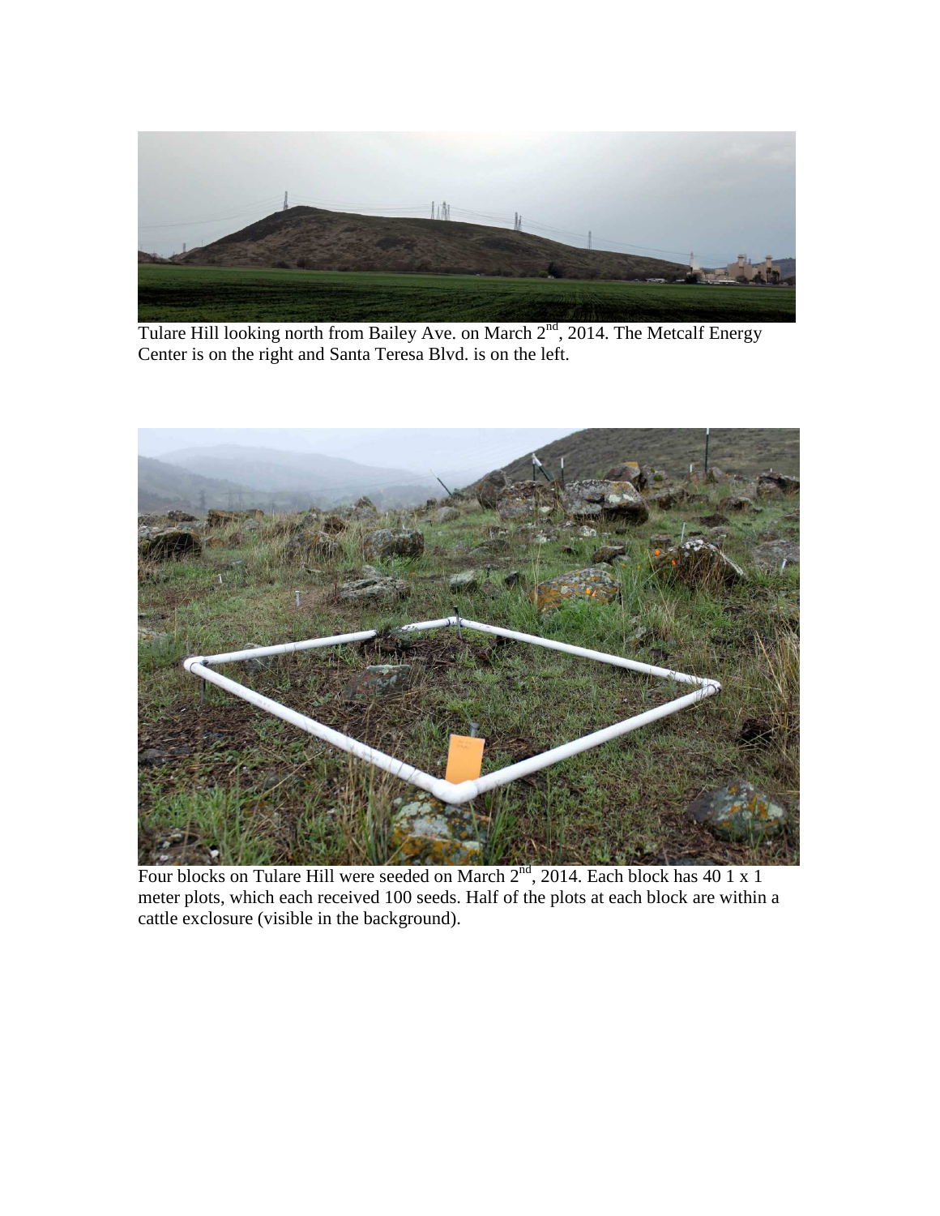Tulare Hill looking north from Bailey Ave. on March 2nd, 2014. The Metcalf Energy Center is on the right and Santa Teresa Blvd. is on the left.

Four blocks on Tulare Hill were seeded on March 2nd, 2014. Each block has 40 1 x 1 meter plots, which each received 100 seeds. Half of the plots at each block are within a cattle exclosure (visible in the background).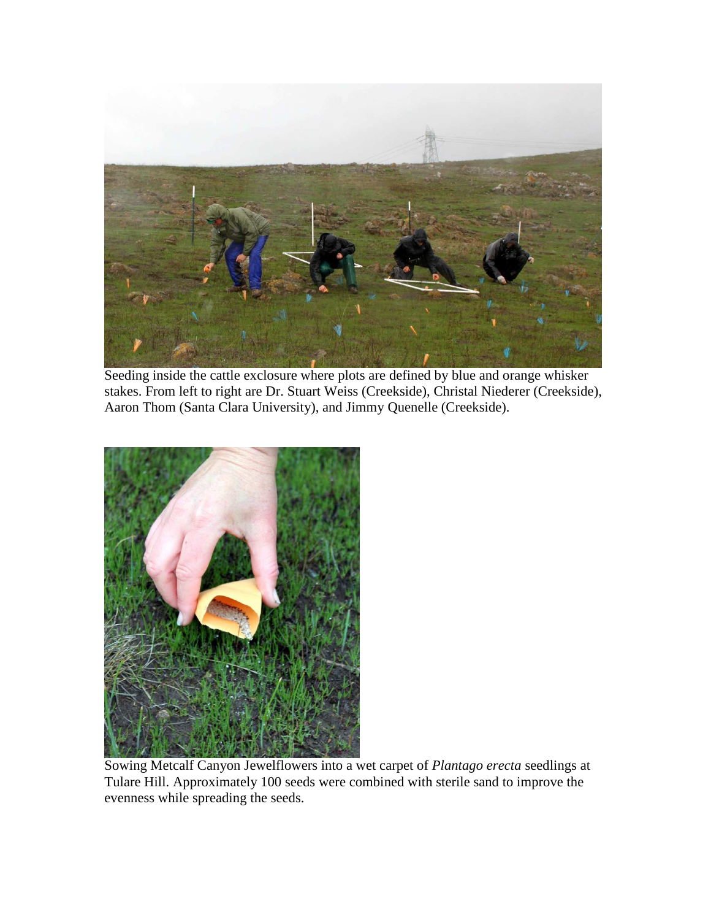Seeding inside the cattle exclosure where plots are defined by blue and orange whisker stakes. From left to right are Dr. Stuart Weiss (Creekside), Christal Niederer (Creekside), Aaron Thom (Santa Clara University), and Jimmy Quenelle (Creekside).

Sowing Metcalf Canyon Jewelflowers into a wet carpet of *Plantago erecta* seedlings at Tulare Hill. Approximately 100 seeds were combined with sterile sand to improve the evenness while spreading the seeds.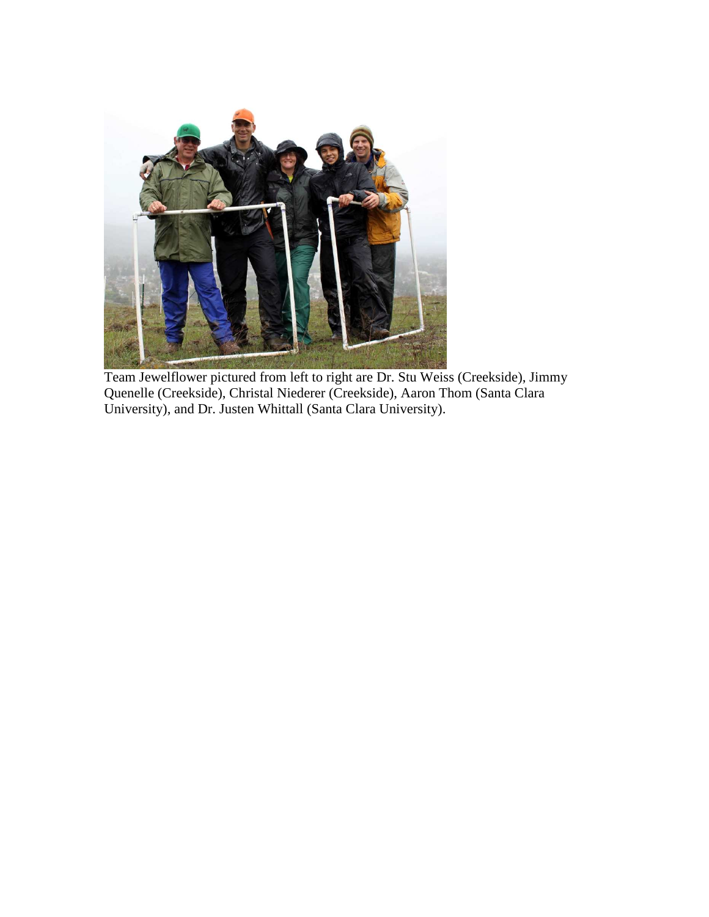Team Jewelflower pictured from left to right are Dr. Stu Weiss (Creekside), Jimmy Quenelle (Creekside), Christal Niederer (Creekside), Aaron Thom (Santa Clara University), and Dr. Justen Whittall (Santa Clara University).